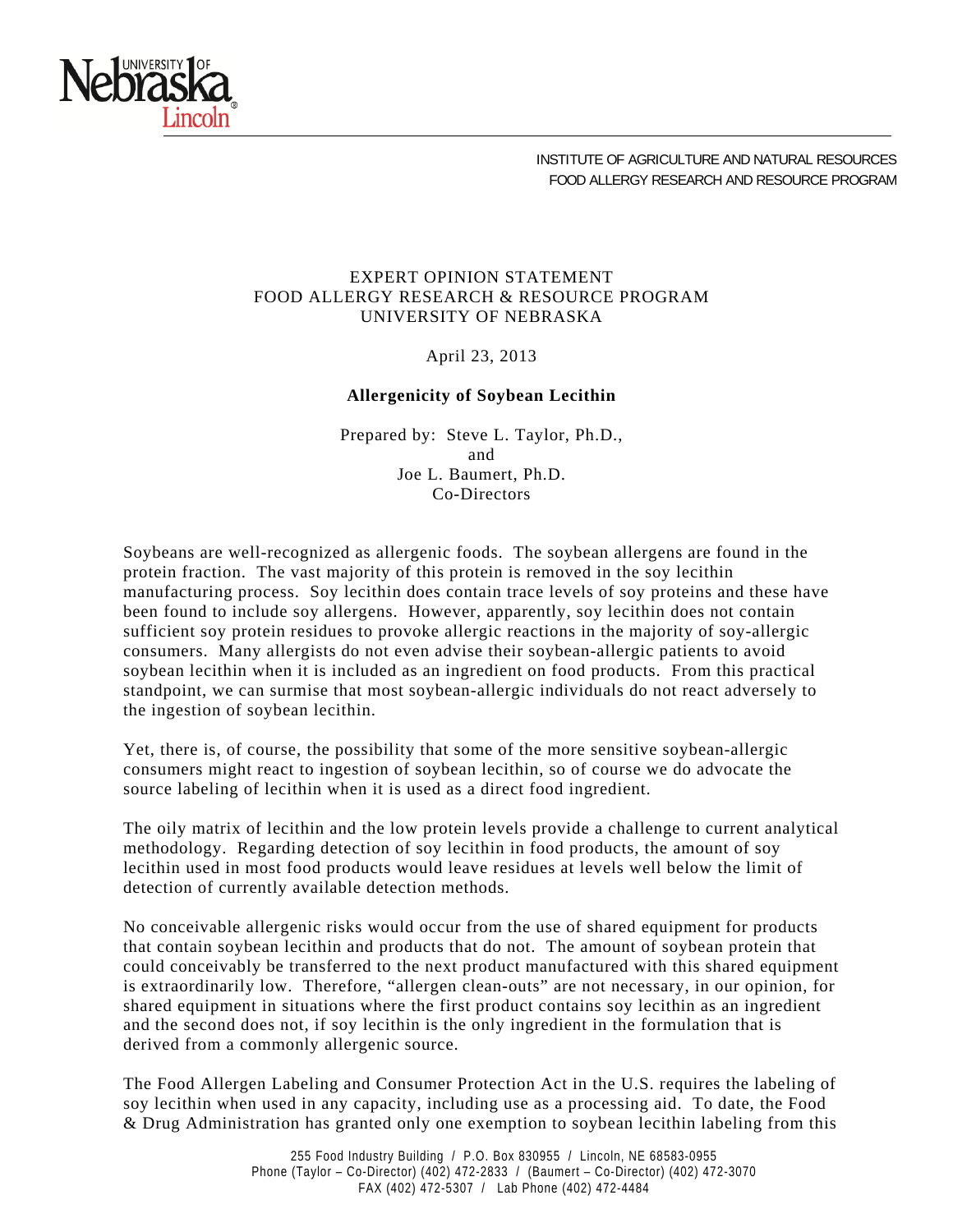INSTITUTE OF AGRICULTURE AND NATURAL RESOURCES
FOOD ALLERGY RESEARCH AND RESOURCE PROGRAM

EXPERT OPINION STATEMENT
FOOD ALLERGY RESEARCH & RESOURCE PROGRAM
UNIVERSITY OF NEBRASKA

April 23, 2013

**Allergenicity of Soybean Lecithin**

Prepared by: Steve L. Taylor, Ph.D.,
and
Joe L. Baumert, Ph.D.
Co-Directors

Soybeans are well-recognized as allergenic foods. The soybean allergens are found in the protein fraction. The vast majority of this protein is removed in the soy lecithin manufacturing process. Soy lecithin does contain trace levels of soy proteins and these have been found to include soy allergens. However, apparently, soy lecithin does not contain sufficient soy protein residues to provoke allergic reactions in the majority of soy-allergic consumers. Many allergists do not even advise their soybean-allergic patients to avoid soybean lecithin when it is included as an ingredient on food products. From this practical standpoint, we can surmise that most soybean-allergic individuals do not react adversely to the ingestion of soybean lecithin.

Yet, there is, of course, the possibility that some of the more sensitive soybean-allergic consumers might react to ingestion of soybean lecithin, so of course we do advocate the source labeling of lecithin when it is used as a direct food ingredient.

The oily matrix of lecithin and the low protein levels provide a challenge to current analytical methodology. Regarding detection of soy lecithin in food products, the amount of soy lecithin used in most food products would leave residues at levels well below the limit of detection of currently available detection methods.

No conceivable allergenic risks would occur from the use of shared equipment for products that contain soybean lecithin and products that do not. The amount of soybean protein that could conceivably be transferred to the next product manufactured with this shared equipment is extraordinarily low. Therefore, "allergen clean-outs" are not necessary, in our opinion, for shared equipment in situations where the first product contains soy lecithin as an ingredient and the second does not, if soy lecithin is the only ingredient in the formulation that is derived from a commonly allergenic source.

The Food Allergen Labeling and Consumer Protection Act in the U.S. requires the labeling of soy lecithin when used in any capacity, including use as a processing aid. To date, the Food & Drug Administration has granted only one exemption to soybean lecithin labeling from this

255 Food Industry Building / P.O. Box 830955 / Lincoln, NE 68583-0955
Phone (Taylor – Co-Director) (402) 472-2833 / (Baumert – Co-Director) (402) 472-3070
FAX (402) 472-5307 / Lab Phone (402) 472-4484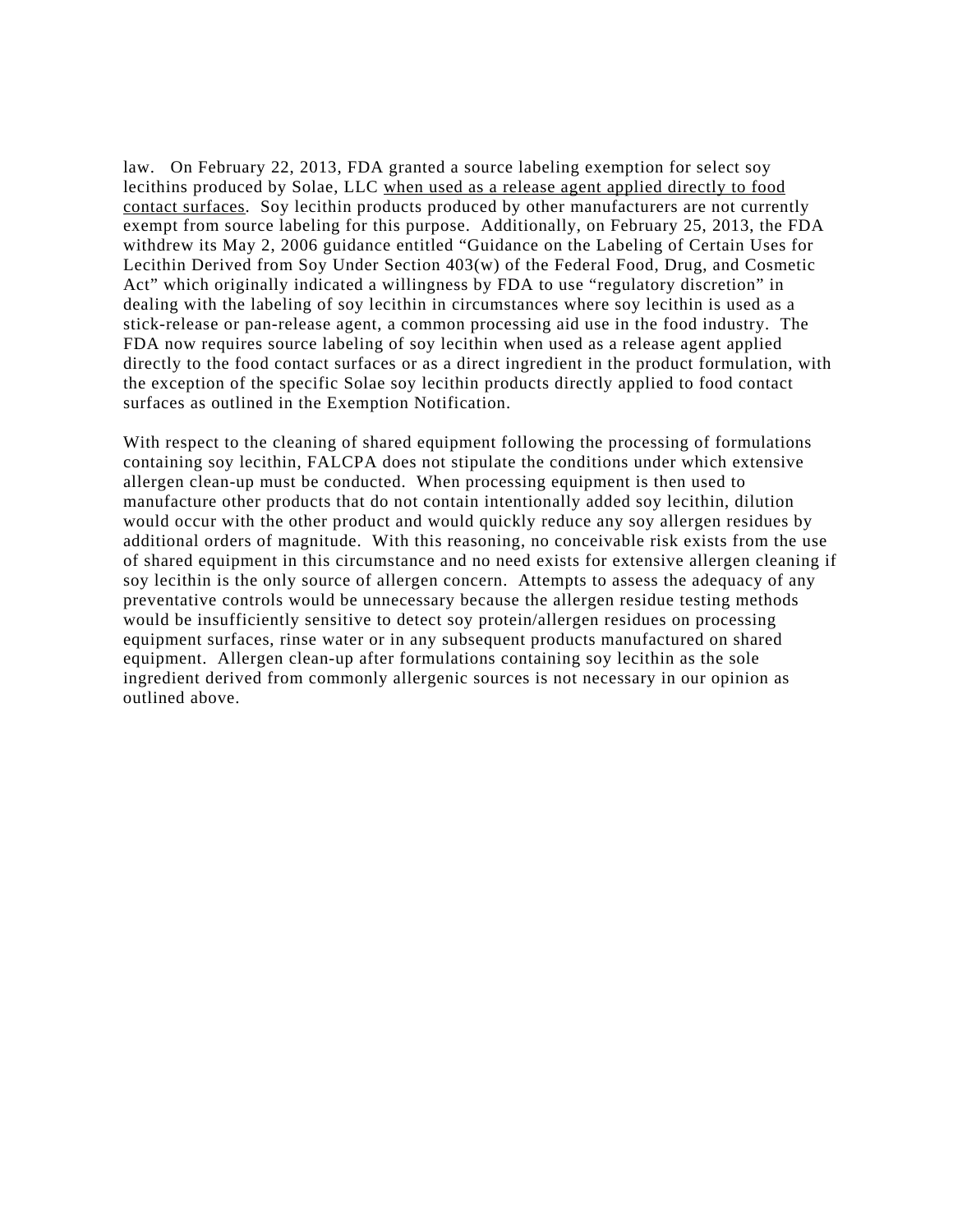law. On February 22, 2013, FDA granted a source labeling exemption for select soy lecithins produced by Solae, LLC <u>when used as a release agent applied directly to food contact surfaces</u>. Soy lecithin products produced by other manufacturers are not currently exempt from source labeling for this purpose. Additionally, on February 25, 2013, the FDA withdrew its May 2, 2006 guidance entitled "Guidance on the Labeling of Certain Uses for Lecithin Derived from Soy Under Section 403(w) of the Federal Food, Drug, and Cosmetic Act" which originally indicated a willingness by FDA to use "regulatory discretion" in dealing with the labeling of soy lecithin in circumstances where soy lecithin is used as a stick-release or pan-release agent, a common processing aid use in the food industry. The FDA now requires source labeling of soy lecithin when used as a release agent applied directly to the food contact surfaces or as a direct ingredient in the product formulation, with the exception of the specific Solae soy lecithin products directly applied to food contact surfaces as outlined in the Exemption Notification.

With respect to the cleaning of shared equipment following the processing of formulations containing soy lecithin, FALCPA does not stipulate the conditions under which extensive allergen clean-up must be conducted. When processing equipment is then used to manufacture other products that do not contain intentionally added soy lecithin, dilution would occur with the other product and would quickly reduce any soy allergen residues by additional orders of magnitude. With this reasoning, no conceivable risk exists from the use of shared equipment in this circumstance and no need exists for extensive allergen cleaning if soy lecithin is the only source of allergen concern. Attempts to assess the adequacy of any preventative controls would be unnecessary because the allergen residue testing methods would be insufficiently sensitive to detect soy protein/allergen residues on processing equipment surfaces, rinse water or in any subsequent products manufactured on shared equipment. Allergen clean-up after formulations containing soy lecithin as the sole ingredient derived from commonly allergenic sources is not necessary in our opinion as outlined above.